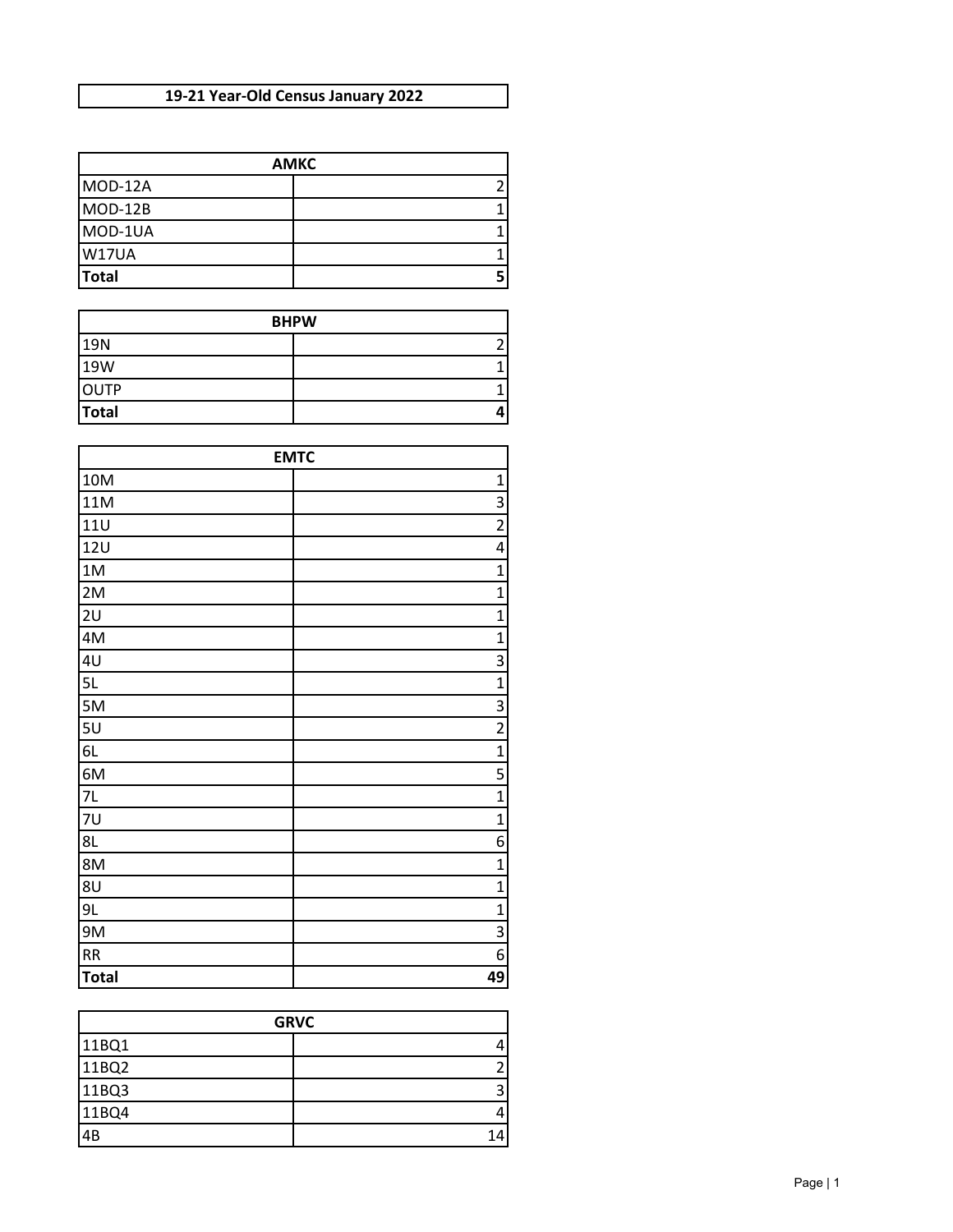# 19-21 Year-Old Census January 2022

| AMKC | |
|---|---|
| MOD-12A | 2 |
| MOD-12B | 1 |
| MOD-1UA | 1 |
| W17UA | 1 |
| **Total** | **5** |

| BHPW | |
|---|---|
| 19N | 2 |
| 19W | 1 |
| OUTP | 1 |
| **Total** | **4** |

| EMTC | |
|---|---|
| 10M | 1 |
| 11M | 3 |
| 11U | 2 |
| 12U | 4 |
| 1M | 1 |
| 2M | 1 |
| 2U | 1 |
| 4M | 1 |
| 4U | 3 |
| 5L | 1 |
| 5M | 3 |
| 5U | 2 |
| 6L | 1 |
| 6M | 5 |
| 7L | 1 |
| 7U | 1 |
| 8L | 6 |
| 8M | 1 |
| 8U | 1 |
| 9L | 1 |
| 9M | 3 |
| RR | 6 |
| **Total** | **49** |

| GRVC | |
|---|---|
| 11BQ1 | 4 |
| 11BQ2 | 2 |
| 11BQ3 | 3 |
| 11BQ4 | 4 |
| 4B | 14 |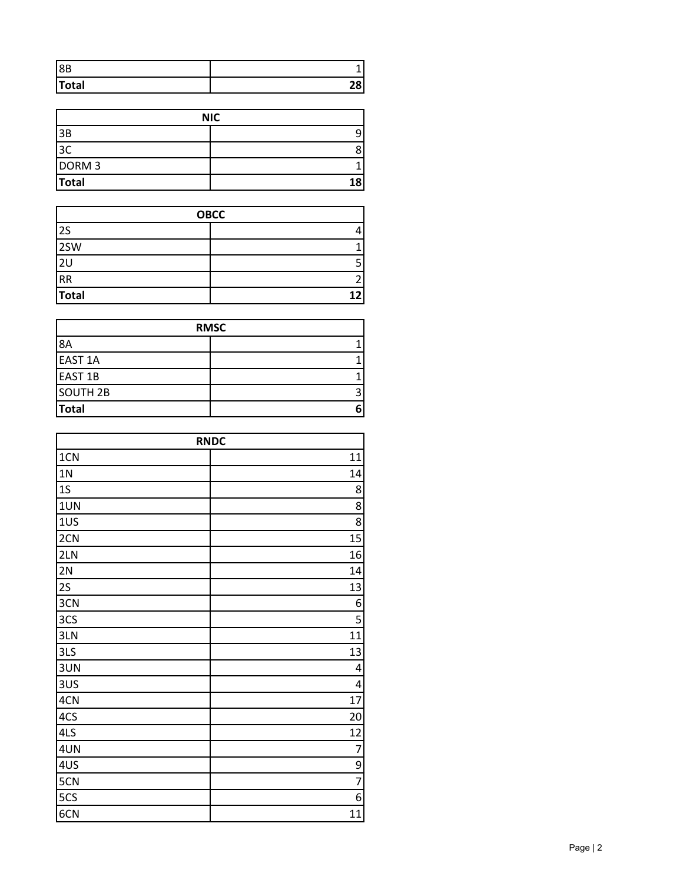| | |
|---|---|
| 8B | 1 |
| **Total** | **28** |

| **NIC** | |
|---|---|
| 3B | 9 |
| 3C | 8 |
| DORM 3 | 1 |
| **Total** | **18** |

| **OBCC** | |
|---|---|
| 2S | 4 |
| 2SW | 1 |
| 2U | 5 |
| RR | 2 |
| **Total** | **12** |

| **RMSC** | |
|---|---|
| 8A | 1 |
| EAST 1A | 1 |
| EAST 1B | 1 |
| SOUTH 2B | 3 |
| **Total** | **6** |

| **RNDC** | |
|---|---|
| 1CN | 11 |
| 1N | 14 |
| 1S | 8 |
| 1UN | 8 |
| 1US | 8 |
| 2CN | 15 |
| 2LN | 16 |
| 2N | 14 |
| 2S | 13 |
| 3CN | 6 |
| 3CS | 5 |
| 3LN | 11 |
| 3LS | 13 |
| 3UN | 4 |
| 3US | 4 |
| 4CN | 17 |
| 4CS | 20 |
| 4LS | 12 |
| 4UN | 7 |
| 4US | 9 |
| 5CN | 7 |
| 5CS | 6 |
| 6CN | 11 |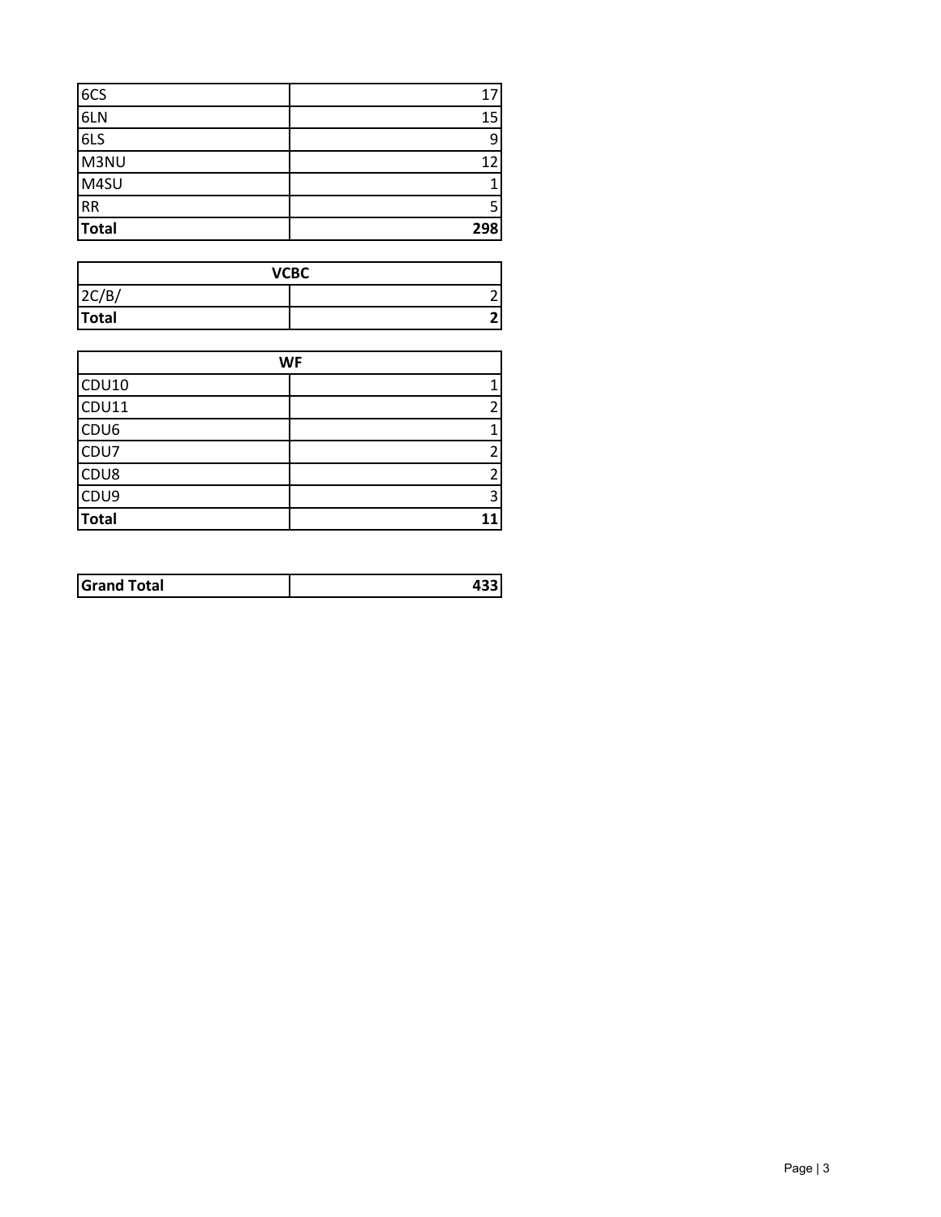| | |
|---|---|
| 6CS | 17 |
| 6LN | 15 |
| 6LS | 9 |
| M3NU | 12 |
| M4SU | 1 |
| RR | 5 |
| **Total** | **298** |

| **VCBC** | |
|---|---|
| 2C/B/ | 2 |
| **Total** | **2** |

| **WF** | |
|---|---|
| CDU10 | 1 |
| CDU11 | 2 |
| CDU6 | 1 |
| CDU7 | 2 |
| CDU8 | 2 |
| CDU9 | 3 |
| **Total** | **11** |

| | |
|---|---|
| **Grand Total** | **433** |